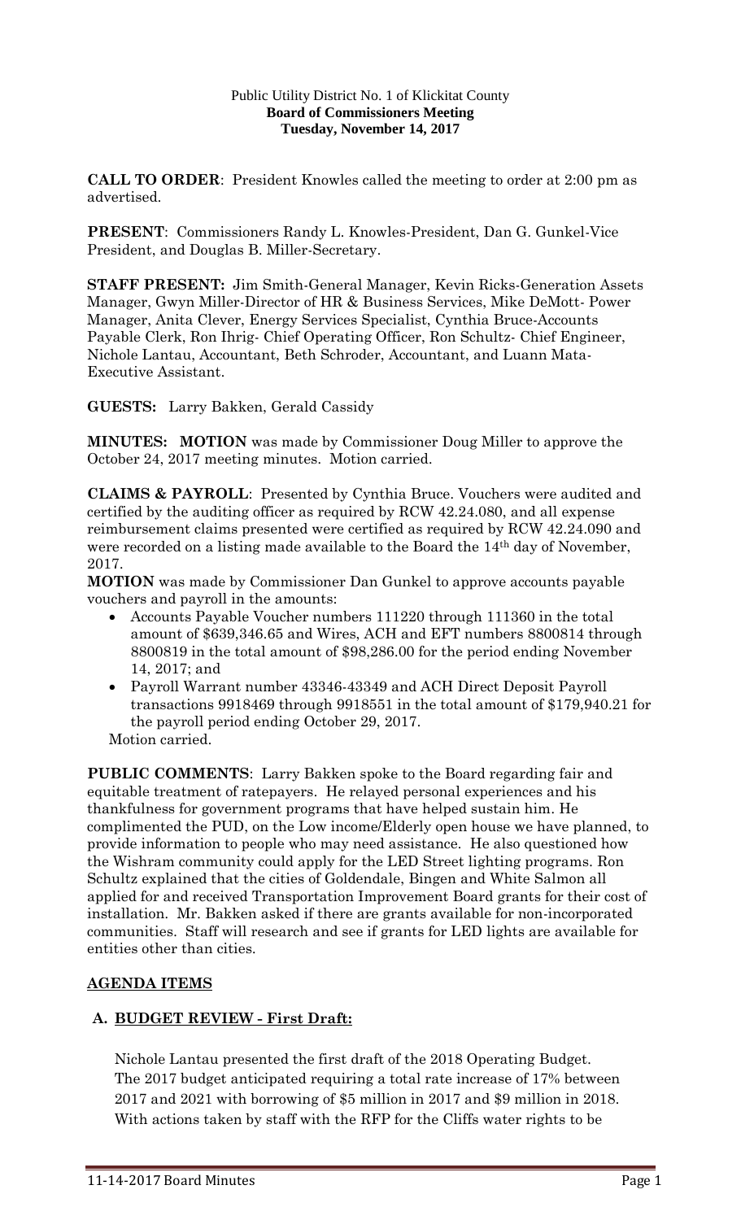Public Utility District No. 1 of Klickitat County
**Board of Commissioners Meeting**
**Tuesday, November 14, 2017**

**CALL TO ORDER**: President Knowles called the meeting to order at 2:00 pm as advertised.

**PRESENT**: Commissioners Randy L. Knowles-President, Dan G. Gunkel-Vice President, and Douglas B. Miller-Secretary.

**STAFF PRESENT:** Jim Smith-General Manager, Kevin Ricks-Generation Assets Manager, Gwyn Miller-Director of HR & Business Services, Mike DeMott- Power Manager, Anita Clever, Energy Services Specialist, Cynthia Bruce-Accounts Payable Clerk, Ron Ihrig- Chief Operating Officer, Ron Schultz- Chief Engineer, Nichole Lantau, Accountant, Beth Schroder, Accountant, and Luann Mata-Executive Assistant.

**GUESTS:** Larry Bakken, Gerald Cassidy

**MINUTES: MOTION** was made by Commissioner Doug Miller to approve the October 24, 2017 meeting minutes. Motion carried.

**CLAIMS & PAYROLL**: Presented by Cynthia Bruce. Vouchers were audited and certified by the auditing officer as required by RCW 42.24.080, and all expense reimbursement claims presented were certified as required by RCW 42.24.090 and were recorded on a listing made available to the Board the 14th day of November, 2017.

**MOTION** was made by Commissioner Dan Gunkel to approve accounts payable vouchers and payroll in the amounts:

- Accounts Payable Voucher numbers 111220 through 111360 in the total amount of $639,346.65 and Wires, ACH and EFT numbers 8800814 through 8800819 in the total amount of $98,286.00 for the period ending November 14, 2017; and
- Payroll Warrant number 43346-43349 and ACH Direct Deposit Payroll transactions 9918469 through 9918551 in the total amount of $179,940.21 for the payroll period ending October 29, 2017.

Motion carried.

**PUBLIC COMMENTS**: Larry Bakken spoke to the Board regarding fair and equitable treatment of ratepayers. He relayed personal experiences and his thankfulness for government programs that have helped sustain him. He complimented the PUD, on the Low income/Elderly open house we have planned, to provide information to people who may need assistance. He also questioned how the Wishram community could apply for the LED Street lighting programs. Ron Schultz explained that the cities of Goldendale, Bingen and White Salmon all applied for and received Transportation Improvement Board grants for their cost of installation. Mr. Bakken asked if there are grants available for non-incorporated communities. Staff will research and see if grants for LED lights are available for entities other than cities.

## AGENDA ITEMS

### A. BUDGET REVIEW - First Draft:

Nichole Lantau presented the first draft of the 2018 Operating Budget. The 2017 budget anticipated requiring a total rate increase of 17% between 2017 and 2021 with borrowing of $5 million in 2017 and $9 million in 2018. With actions taken by staff with the RFP for the Cliffs water rights to be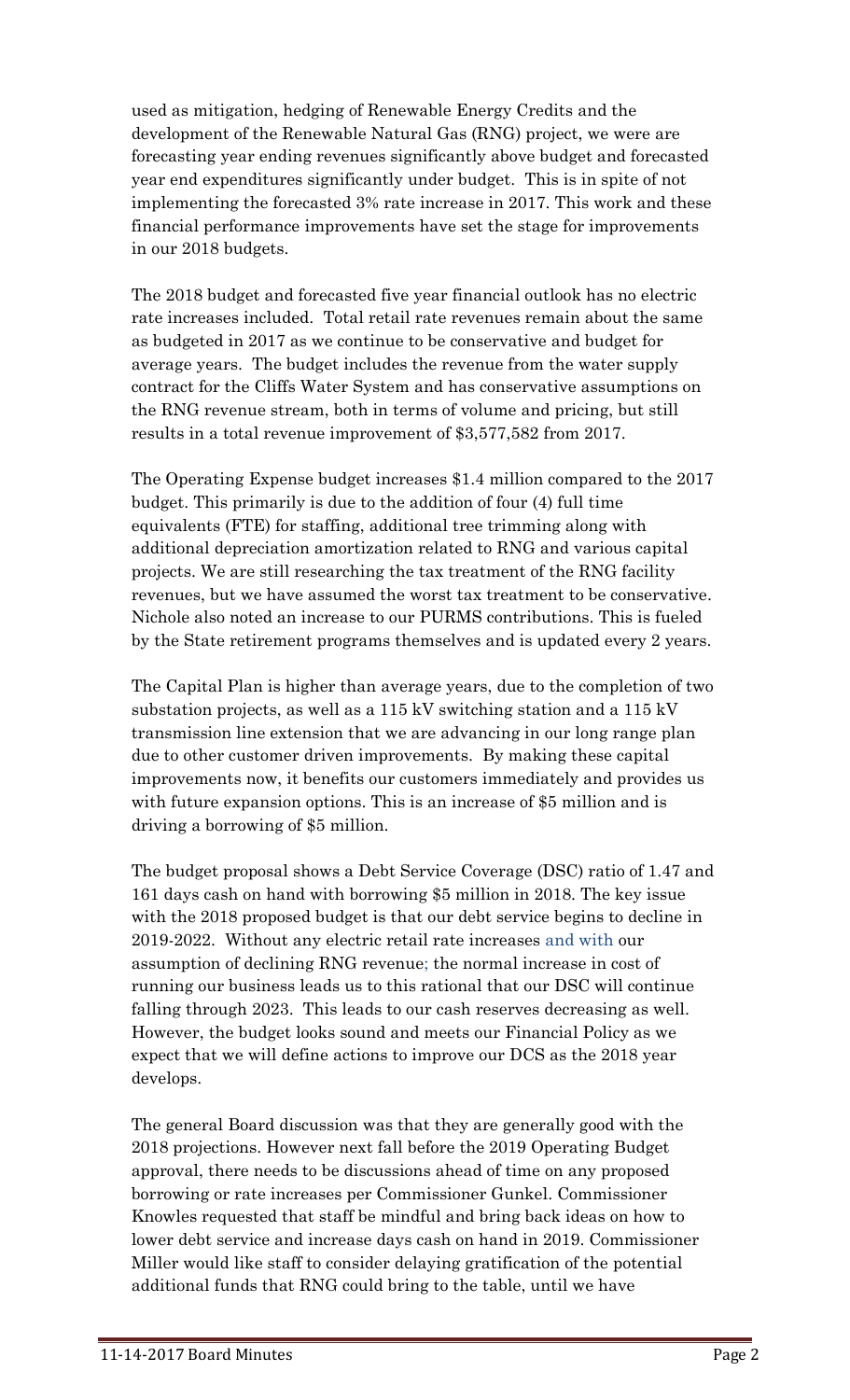used as mitigation, hedging of Renewable Energy Credits and the development of the Renewable Natural Gas (RNG) project, we were are forecasting year ending revenues significantly above budget and forecasted year end expenditures significantly under budget. This is in spite of not implementing the forecasted 3% rate increase in 2017. This work and these financial performance improvements have set the stage for improvements in our 2018 budgets.

The 2018 budget and forecasted five year financial outlook has no electric rate increases included. Total retail rate revenues remain about the same as budgeted in 2017 as we continue to be conservative and budget for average years. The budget includes the revenue from the water supply contract for the Cliffs Water System and has conservative assumptions on the RNG revenue stream, both in terms of volume and pricing, but still results in a total revenue improvement of $3,577,582 from 2017.

The Operating Expense budget increases $1.4 million compared to the 2017 budget. This primarily is due to the addition of four (4) full time equivalents (FTE) for staffing, additional tree trimming along with additional depreciation amortization related to RNG and various capital projects. We are still researching the tax treatment of the RNG facility revenues, but we have assumed the worst tax treatment to be conservative. Nichole also noted an increase to our PURMS contributions. This is fueled by the State retirement programs themselves and is updated every 2 years.

The Capital Plan is higher than average years, due to the completion of two substation projects, as well as a 115 kV switching station and a 115 kV transmission line extension that we are advancing in our long range plan due to other customer driven improvements. By making these capital improvements now, it benefits our customers immediately and provides us with future expansion options. This is an increase of $5 million and is driving a borrowing of $5 million.

The budget proposal shows a Debt Service Coverage (DSC) ratio of 1.47 and 161 days cash on hand with borrowing $5 million in 2018. The key issue with the 2018 proposed budget is that our debt service begins to decline in 2019-2022. Without any electric retail rate increases and with our assumption of declining RNG revenue; the normal increase in cost of running our business leads us to this rational that our DSC will continue falling through 2023. This leads to our cash reserves decreasing as well. However, the budget looks sound and meets our Financial Policy as we expect that we will define actions to improve our DCS as the 2018 year develops.

The general Board discussion was that they are generally good with the 2018 projections. However next fall before the 2019 Operating Budget approval, there needs to be discussions ahead of time on any proposed borrowing or rate increases per Commissioner Gunkel. Commissioner Knowles requested that staff be mindful and bring back ideas on how to lower debt service and increase days cash on hand in 2019. Commissioner Miller would like staff to consider delaying gratification of the potential additional funds that RNG could bring to the table, until we have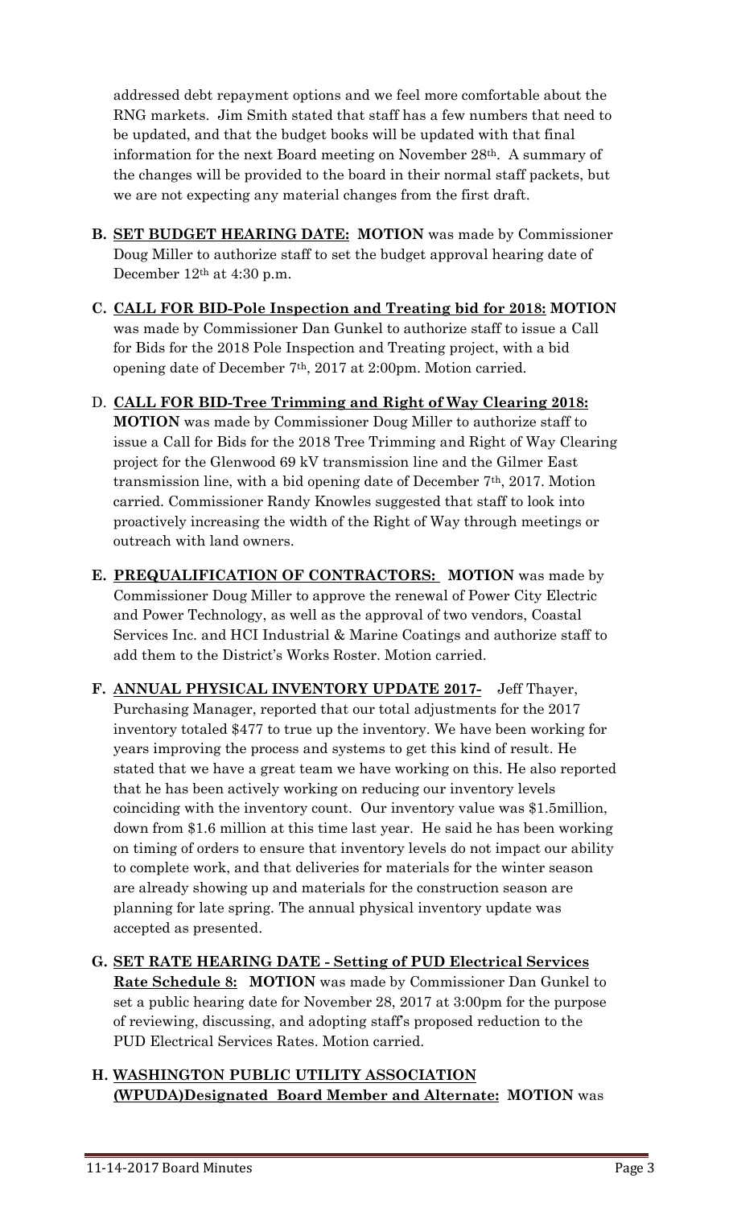addressed debt repayment options and we feel more comfortable about the RNG markets. Jim Smith stated that staff has a few numbers that need to be updated, and that the budget books will be updated with that final information for the next Board meeting on November 28th. A summary of the changes will be provided to the board in their normal staff packets, but we are not expecting any material changes from the first draft.

**B. SET BUDGET HEARING DATE: MOTION** was made by Commissioner Doug Miller to authorize staff to set the budget approval hearing date of December 12th at 4:30 p.m.

**C. CALL FOR BID-Pole Inspection and Treating bid for 2018: MOTION** was made by Commissioner Dan Gunkel to authorize staff to issue a Call for Bids for the 2018 Pole Inspection and Treating project, with a bid opening date of December 7th, 2017 at 2:00pm. Motion carried.

D. **CALL FOR BID-Tree Trimming and Right of Way Clearing 2018: MOTION** was made by Commissioner Doug Miller to authorize staff to issue a Call for Bids for the 2018 Tree Trimming and Right of Way Clearing project for the Glenwood 69 kV transmission line and the Gilmer East transmission line, with a bid opening date of December 7th, 2017. Motion carried. Commissioner Randy Knowles suggested that staff to look into proactively increasing the width of the Right of Way through meetings or outreach with land owners.

**E. PREQUALIFICATION OF CONTRACTORS: MOTION** was made by Commissioner Doug Miller to approve the renewal of Power City Electric and Power Technology, as well as the approval of two vendors, Coastal Services Inc. and HCI Industrial & Marine Coatings and authorize staff to add them to the District's Works Roster. Motion carried.

**F. ANNUAL PHYSICAL INVENTORY UPDATE 2017-** Jeff Thayer, Purchasing Manager, reported that our total adjustments for the 2017 inventory totaled $477 to true up the inventory. We have been working for years improving the process and systems to get this kind of result. He stated that we have a great team we have working on this. He also reported that he has been actively working on reducing our inventory levels coinciding with the inventory count. Our inventory value was $1.5million, down from $1.6 million at this time last year. He said he has been working on timing of orders to ensure that inventory levels do not impact our ability to complete work, and that deliveries for materials for the winter season are already showing up and materials for the construction season are planning for late spring. The annual physical inventory update was accepted as presented.

**G. SET RATE HEARING DATE - Setting of PUD Electrical Services Rate Schedule 8: MOTION** was made by Commissioner Dan Gunkel to set a public hearing date for November 28, 2017 at 3:00pm for the purpose of reviewing, discussing, and adopting staff's proposed reduction to the PUD Electrical Services Rates. Motion carried.

**H. WASHINGTON PUBLIC UTILITY ASSOCIATION (WPUDA)Designated Board Member and Alternate: MOTION** was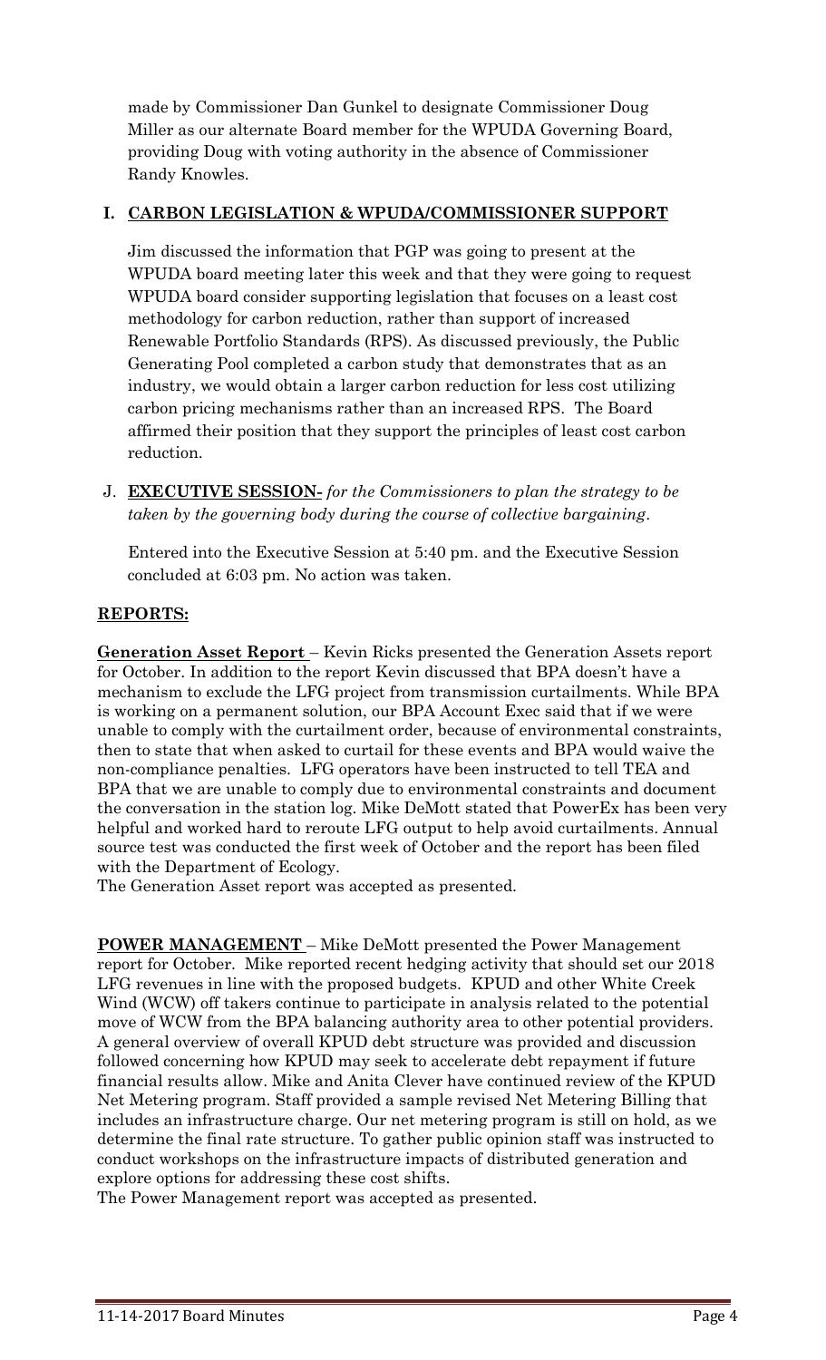made by Commissioner Dan Gunkel to designate Commissioner Doug Miller as our alternate Board member for the WPUDA Governing Board, providing Doug with voting authority in the absence of Commissioner Randy Knowles.

**I. <u>CARBON LEGISLATION & WPUDA/COMMISSIONER SUPPORT</u>**

Jim discussed the information that PGP was going to present at the WPUDA board meeting later this week and that they were going to request WPUDA board consider supporting legislation that focuses on a least cost methodology for carbon reduction, rather than support of increased Renewable Portfolio Standards (RPS). As discussed previously, the Public Generating Pool completed a carbon study that demonstrates that as an industry, we would obtain a larger carbon reduction for less cost utilizing carbon pricing mechanisms rather than an increased RPS. The Board affirmed their position that they support the principles of least cost carbon reduction.

J. **<u>EXECUTIVE SESSION-</u>** *for the Commissioners to plan the strategy to be taken by the governing body during the course of collective bargaining*.

Entered into the Executive Session at 5:40 pm. and the Executive Session concluded at 6:03 pm. No action was taken.

## <u>REPORTS:</u>

**<u>Generation Asset Report</u>** – Kevin Ricks presented the Generation Assets report for October. In addition to the report Kevin discussed that BPA doesn't have a mechanism to exclude the LFG project from transmission curtailments. While BPA is working on a permanent solution, our BPA Account Exec said that if we were unable to comply with the curtailment order, because of environmental constraints, then to state that when asked to curtail for these events and BPA would waive the non-compliance penalties. LFG operators have been instructed to tell TEA and BPA that we are unable to comply due to environmental constraints and document the conversation in the station log. Mike DeMott stated that PowerEx has been very helpful and worked hard to reroute LFG output to help avoid curtailments. Annual source test was conducted the first week of October and the report has been filed with the Department of Ecology.
The Generation Asset report was accepted as presented.

**<u>POWER MANAGEMENT</u>** – Mike DeMott presented the Power Management report for October. Mike reported recent hedging activity that should set our 2018 LFG revenues in line with the proposed budgets. KPUD and other White Creek Wind (WCW) off takers continue to participate in analysis related to the potential move of WCW from the BPA balancing authority area to other potential providers. A general overview of overall KPUD debt structure was provided and discussion followed concerning how KPUD may seek to accelerate debt repayment if future financial results allow. Mike and Anita Clever have continued review of the KPUD Net Metering program. Staff provided a sample revised Net Metering Billing that includes an infrastructure charge. Our net metering program is still on hold, as we determine the final rate structure. To gather public opinion staff was instructed to conduct workshops on the infrastructure impacts of distributed generation and explore options for addressing these cost shifts.
The Power Management report was accepted as presented.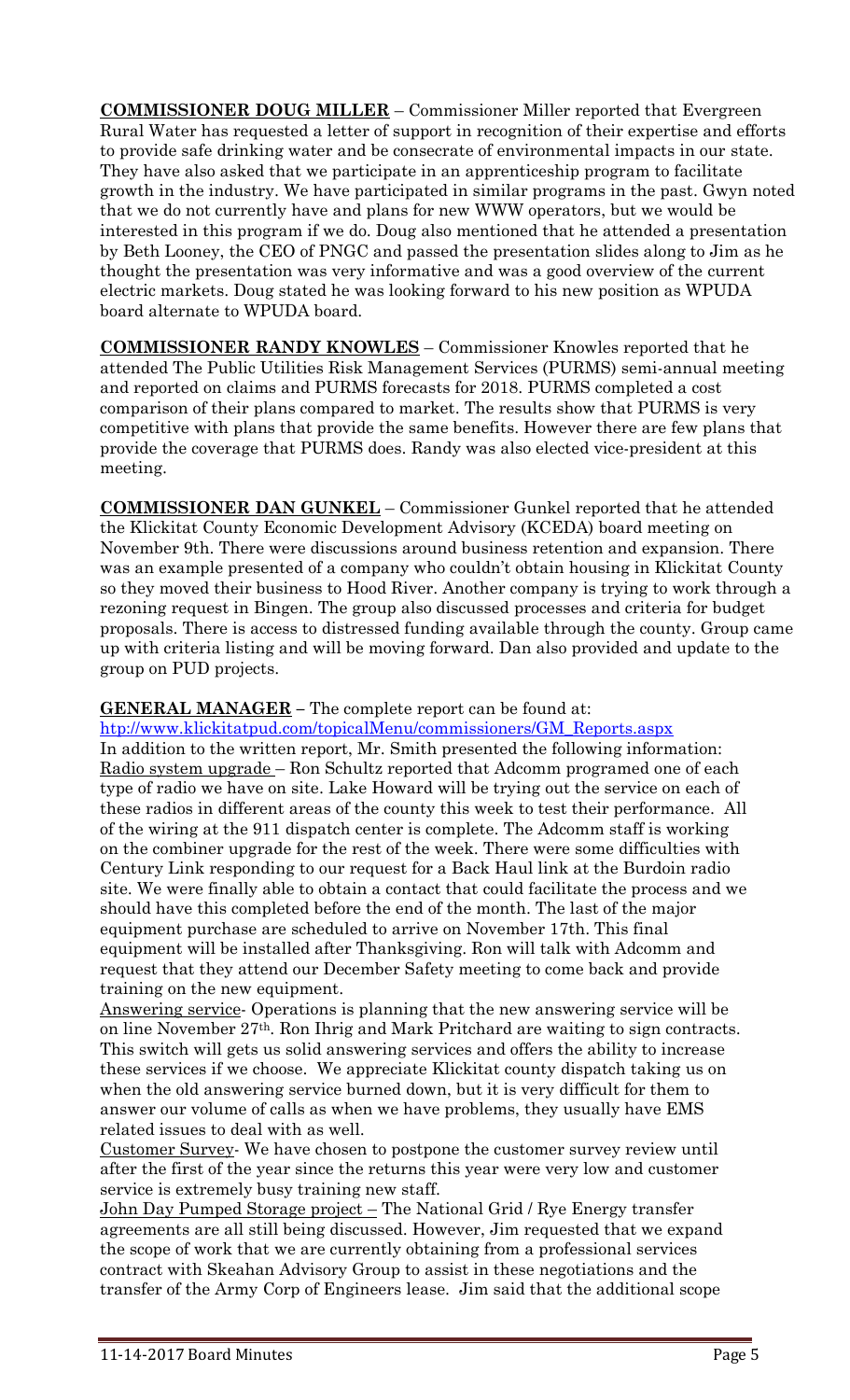**COMMISSIONER DOUG MILLER** – Commissioner Miller reported that Evergreen Rural Water has requested a letter of support in recognition of their expertise and efforts to provide safe drinking water and be consecrate of environmental impacts in our state. They have also asked that we participate in an apprenticeship program to facilitate growth in the industry. We have participated in similar programs in the past. Gwyn noted that we do not currently have and plans for new WWW operators, but we would be interested in this program if we do. Doug also mentioned that he attended a presentation by Beth Looney, the CEO of PNGC and passed the presentation slides along to Jim as he thought the presentation was very informative and was a good overview of the current electric markets. Doug stated he was looking forward to his new position as WPUDA board alternate to WPUDA board.

**COMMISSIONER RANDY KNOWLES** – Commissioner Knowles reported that he attended The Public Utilities Risk Management Services (PURMS) semi-annual meeting and reported on claims and PURMS forecasts for 2018. PURMS completed a cost comparison of their plans compared to market. The results show that PURMS is very competitive with plans that provide the same benefits. However there are few plans that provide the coverage that PURMS does. Randy was also elected vice-president at this meeting.

**COMMISSIONER DAN GUNKEL** – Commissioner Gunkel reported that he attended the Klickitat County Economic Development Advisory (KCEDA) board meeting on November 9th. There were discussions around business retention and expansion. There was an example presented of a company who couldn't obtain housing in Klickitat County so they moved their business to Hood River. Another company is trying to work through a rezoning request in Bingen. The group also discussed processes and criteria for budget proposals. There is access to distressed funding available through the county. Group came up with criteria listing and will be moving forward. Dan also provided and update to the group on PUD projects.

**GENERAL MANAGER** – The complete report can be found at:
[htp://www.klickitatpud.com/topicalMenu/commissioners/GM_Reports.aspx](htp://www.klickitatpud.com/topicalMenu/commissioners/GM_Reports.aspx)

In addition to the written report, Mr. Smith presented the following information:

Radio system upgrade – Ron Schultz reported that Adcomm programed one of each type of radio we have on site. Lake Howard will be trying out the service on each of these radios in different areas of the county this week to test their performance. All of the wiring at the 911 dispatch center is complete. The Adcomm staff is working on the combiner upgrade for the rest of the week. There were some difficulties with Century Link responding to our request for a Back Haul link at the Burdoin radio site. We were finally able to obtain a contact that could facilitate the process and we should have this completed before the end of the month. The last of the major equipment purchase are scheduled to arrive on November 17th. This final equipment will be installed after Thanksgiving. Ron will talk with Adcomm and request that they attend our December Safety meeting to come back and provide training on the new equipment.

Answering service- Operations is planning that the new answering service will be on line November 27th. Ron Ihrig and Mark Pritchard are waiting to sign contracts. This switch will gets us solid answering services and offers the ability to increase these services if we choose. We appreciate Klickitat county dispatch taking us on when the old answering service burned down, but it is very difficult for them to answer our volume of calls as when we have problems, they usually have EMS related issues to deal with as well.

Customer Survey- We have chosen to postpone the customer survey review until after the first of the year since the returns this year were very low and customer service is extremely busy training new staff.

John Day Pumped Storage project – The National Grid / Rye Energy transfer agreements are all still being discussed. However, Jim requested that we expand the scope of work that we are currently obtaining from a professional services contract with Skeahan Advisory Group to assist in these negotiations and the transfer of the Army Corp of Engineers lease. Jim said that the additional scope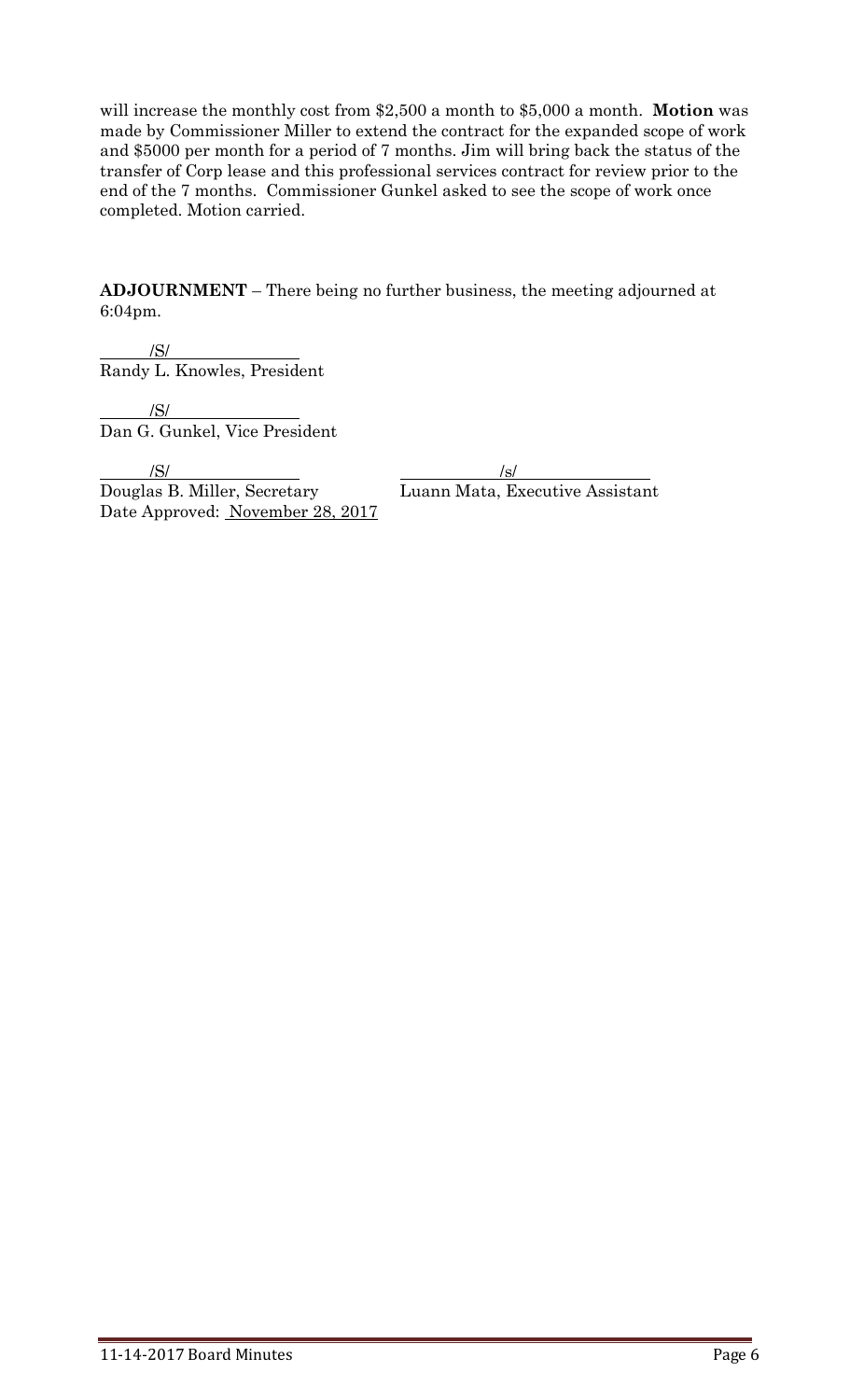will increase the monthly cost from $2,500 a month to $5,000 a month. **Motion** was made by Commissioner Miller to extend the contract for the expanded scope of work and $5000 per month for a period of 7 months. Jim will bring back the status of the transfer of Corp lease and this professional services contract for review prior to the end of the 7 months. Commissioner Gunkel asked to see the scope of work once completed. Motion carried.

**ADJOURNMENT** – There being no further business, the meeting adjourned at 6:04pm.

/S/
Randy L. Knowles, President

/S/
Dan G. Gunkel, Vice President

/S/
Douglas B. Miller, Secretary
Date Approved: November 28, 2017

/s/
Luann Mata, Executive Assistant